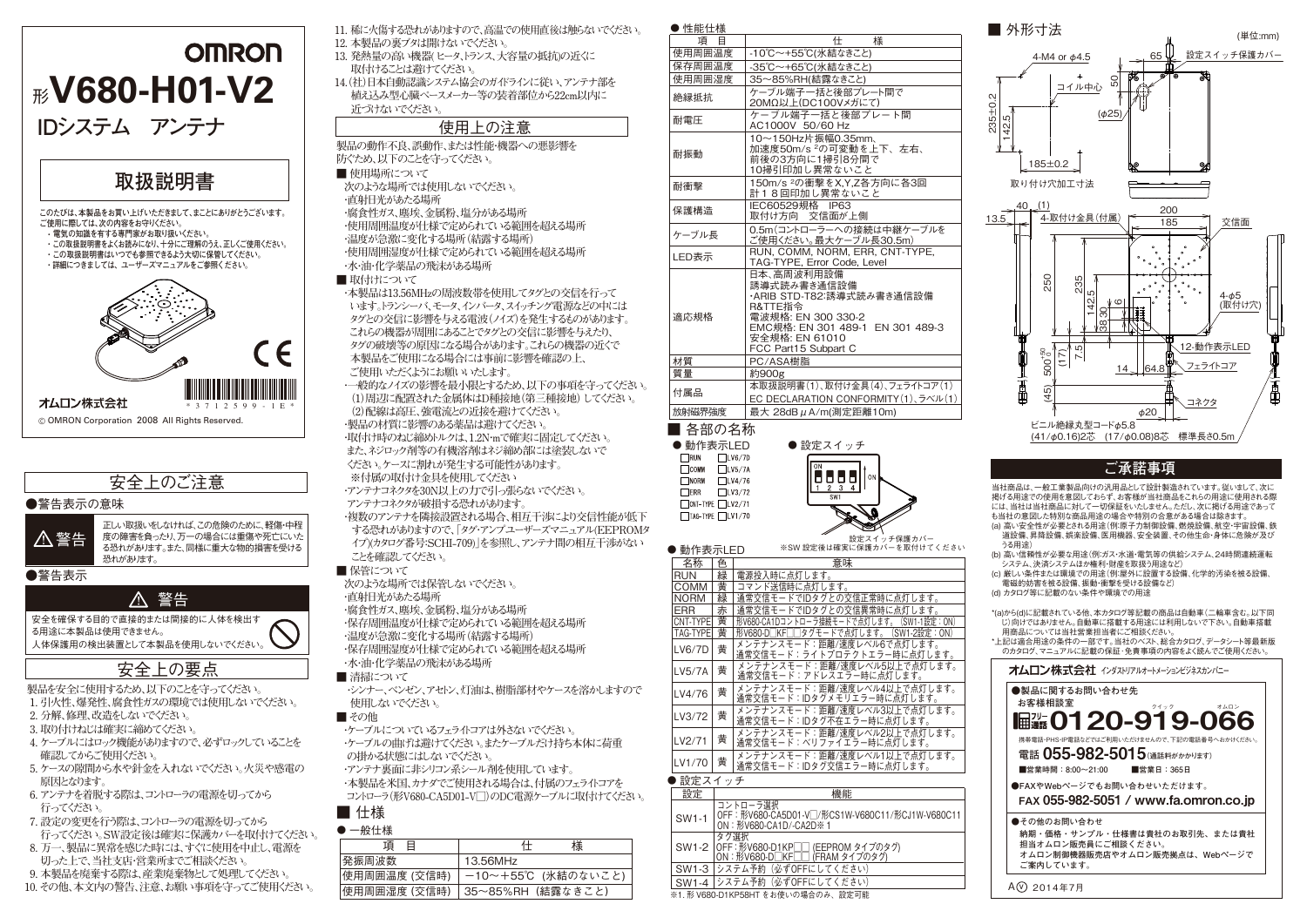OMRON

# 形V680-H01-V2

## IDシステム　アンテナ

## 取扱説明書

このたびは、本製品をお買い上げいただきまして、まことにありがとうございます。
ご使用に際しては、次の内容をお守りください。
- 電気の知識を有する専門家がお取り扱いください。
- この取扱説明書をよくお読みになり、十分にご理解のうえ、正しくご使用ください。
- この取扱説明書はいつでも参照できるよう大切に保管してください。
- 詳細につきましては、ユーザーズマニュアルをご参照ください。

オムロン株式会社

*3712599-1E*

© OMRON Corporation 2008 All Rights Reserved.

## 安全上のご注意

●警告表示の意味

⚠警告　正しい取扱いをしなければ、この危険のために、軽傷・中程度の障害を負ったり、万一の場合には重傷や死亡にいたる恐れがあります。また、同様に重大な物的損害を受ける恐れがあります。

●警告表示

⚠ 警告

安全を確保する目的で直接的または間接的に人体を検出する用途に本製品は使用できません。
人体保護用の検出装置として本製品を使用しないでください。

## 安全上の要点

製品を安全に使用するため、以下のことを守ってください。

1. 引火性、爆発性、腐食性ガスの環境では使用しないでください。
2. 分解、修理、改造をしないでください。
3. 取り付けねじは確実に締めてください。
4. ケーブルにはロック機能がありますので、必ずロックしていることを確認してからご使用ください。
5. ケースの隙間から水や針金を入れないでください。火災や感電の原因となります。
6. アンテナを着脱する際は、コントローラの電源を切ってから行ってください。
7. 設定の変更を行う際は、コントローラの電源を切ってから行ってください。SW設定後は確実に保護カバーを取付けてください。
8. 万一、製品に異常を感じた時には、すぐに使用を中止し、電源を切った上で、当社支店・営業所までご相談ください。
9. 本製品を廃棄する際は、産業廃棄物として処理してください。
10. その他、本文内の警告、注意、お願い事項を守ってご使用ください。
11. 稀に火傷する恐れがありますので、高温での使用直後は触らないでください。
12. 本製品の裏ブタは開けないでください。
13. 発熱量の高い機器(ヒータ、トランス、大容量の抵抗)の近くに取付けることは避けてください。
14. (社)日本自動認識システム協会のガイドラインに従い、アンテナ部を植え込み型心臓ペースメーカー等の装着部位から22cm以内に近づけないでください。

## 使用上の注意

製品の動作不良、誤動作、または性能・機器への悪影響を防ぐため、以下のことを守ってください。

■ 使用場所について

次のような場所では使用しないでください。
- 直射日光があたる場所
- 腐食性ガス、塵埃、金属粉、塩分がある場所
- 使用周囲温度が仕様で定められている範囲を超える場所
- 温度が急激に変化する場所(結露する場所)
- 使用周囲湿度が仕様で定められている範囲を超える場所
- 水・油・化学薬品の飛沫がある場所

■ 取付けについて

- 本製品は13.56MHzの周波数帯を使用してタグとの交信を行っています。トランシーバ、モータ、インバータ、スイッチング電源などの中にはタグとの交信に影響を与える電波(ノイズ)を発生するものがあります。これらの機器が周囲にあることでタグとの交信に影響を与えたり、タグの破壊等の原因になる場合があります。これらの機器の近くで本製品をご使用になる場合には事前に影響を確認の上、ご使用いただくようにお願いいたします。
- 一般的なノイズの影響を最小限とするため、以下の事項を守ってください。
  (1)周辺に配置された金属体はD種接地(第三種接地)してください。
  (2)配線は高圧、強電流との近接を避けてください。
- 製品の材質に影響のある薬品は避けてください。
- 取付け時のねじ締め付トルクは、1.2N・mで確実に固定してください。また、ネジロック剤等の有機溶剤はネジ締め部には塗装しないでください。ケースに割れが発生する可能性があります。
  ※付属の取付け金具を使用してください
- アンテナコネクタを30N以上の力で引っ張らないでください。アンテナコネクタが破損する恐れがあります。
- 複数のアンテナを隣接設置される場合、相互干渉により交信性能が低下する恐れがありますので、「タグ・アンプユーザーズマニュアル(EEPROMタイプ)(カタログ番号:SCHI-709)」を参照し、アンテナ間の相互干渉がないことを確認してください。

■ 保管について

次のような場所では保管しないでください。
- 直射日光があたる場所
- 腐食性ガス、塵埃、金属粉、塩分がある場所
- 保存周囲温度が仕様で定められている範囲を超える場所
- 温度が急激に変化する場所(結露する場所)
- 保存周囲湿度が仕様で定められている範囲を超える場所
- 水・油・化学薬品の飛沫がある場所

■ 清掃について

- シンナー、ベンゼン、アセトン、灯油は、樹脂部材やケースを溶かしますので使用しないでください。

■ その他

- ケーブルについているフェライトコアは外さないでください。
- ケーブルの曲げは避けてください。またケーブルだけ持ち本体に荷重の掛かる状態にはしないでください。
- アンテナ裏面に非シリコン系シール剤を使用しています。
- 本製品を米国、カナダでご使用される場合は、付属のフェライトコアをコントローラ(形V680-CA5D01-V□)のDC電源ケーブルに取付けてください。

## ■ 仕様

● 一般仕様

| 項　目 | 仕　　様 |
|---|---|
| 発振周波数 | 13.56MHz |
| 使用周囲温度 (交信時) | −10〜+55℃ (氷結のないこと) |
| 使用周囲湿度 (交信時) | 35〜85%RH (結露なきこと) |

● 性能仕様

| 項　目 | 仕　　様 |
|---|---|
| 使用周囲温度 | -10℃〜+55℃(氷結なきこと) |
| 保存周囲温度 | -35℃〜+65℃(氷結なきこと) |
| 使用周囲湿度 | 35〜85%RH(結露なきこと) |
| 絶縁抵抗 | ケーブル端子一括と後部プレート間で 20MΩ以上(DC100Vメガにて) |
| 耐電圧 | ケーブル端子一括と後部プレート間 AC1000V 50/60 Hz |
| 耐振動 | 10〜150Hz片振幅0.35mm、加速度50m/s²の可変動を上下、左右、前後の3方向に1掃引8分間で10掃引印加し異常ないこと |
| 耐衝撃 | 150m/s²の衝撃をX,Y,Z各方向に各3回計18回印加し異常ないこと |
| 保護構造 | IEC60529規格 IP63 取付け方向 交信面が上側 |
| ケーブル長 | 0.5m(コントローラーへの接続は中継ケーブルをご使用ください。最大ケーブル長30.5m) |
| LED表示 | RUN, COMM, NORM, ERR, CNT-TYPE, TAG-TYPE, Error Code, Level |
| 適応規格 | 日本、高周波利用設備 誘導式読み書き通信設備 ・ARIB STD-T82:誘導式読み書き通信設備 R&TTE指令 電波規格: EN 300 330-2 EMC規格: EN 301 489-1 EN 301 489-3 安全規格: EN 61010 FCC Part15 Subpart C |
| 材質 | PC/ASA樹脂 |
| 質量 | 約900g |
| 付属品 | 本取扱説明書(1)、取付け金具(4)、フェライトコア(1) EC DECLARATION CONFORMITY(1)、ラベル(1) |
| 放射磁界強度 | 最大 28dB μA/m(測定距離10m) |

## ■ 各部の名称

● 動作表示LED

RUN / LV6/7D
COMM / LV5/7A
NORM / LV4/76
ERR / LV3/72
CNT-TYPE / LV2/71
TAG-TYPE / LV1/70

● 設定スイッチ

ON 1 2 3 4 SW1

設定スイッチ保護カバー
※SW 設定後は確実に保護カバーを取付けてください

● 動作表示LED

| 名称 | 色 | 意味 |
|---|---|---|
| RUN | 緑 | 電源投入時に点灯します。 |
| COMM | 黄 | コマンド送信時に点灯します。 |
| NORM | 緑 | 通常交信モードでIDタグとの交信正常時に点灯します。 |
| ERR | 赤 | 通常交信モードでIDタグとの交信異常時に点灯します。 |
| CNT-TYPE | 黄 | 形V680-CA1Dコントローラ接続モードで点灯します。(SW1-1設定:ON) |
| TAG-TYPE | 黄 | 形V680-D□KF□□タグモードで点灯します。(SW1-2設定:ON) |
| LV6/7D | 黄 | メンテナンスモード:距離/速度レベル6で点灯します。通常交信モード:ライトプロテクトエラー時に点灯します。 |
| LV5/7A | 黄 | メンテナンスモード:距離/速度レベル5以上で点灯します。通常交信モード:アドレスエラー時に点灯します。 |
| LV4/76 | 黄 | メンテナンスモード:距離/速度レベル4以上で点灯します。通常交信モード:IDタグメモリエラー時に点灯します。 |
| LV3/72 | 黄 | メンテナンスモード:距離/速度レベル3以上で点灯します。通常交信モード:IDタグ不在エラー時に点灯します。 |
| LV2/71 | 黄 | メンテナンスモード:距離/速度レベル2以上で点灯します。通常交信モード:ベリファイエラー時に点灯します。 |
| LV1/70 | 黄 | メンテナンスモード:距離/速度レベル1以上で点灯します。通常交信モード:IDタグ交信エラー時に点灯します。 |

● 設定スイッチ

| 設定 | 機能 |
|---|---|
| SW1-1 | コントローラ選択 OFF:形V680-CA5D01-V□/形CS1W-V680C11/形CJ1W-V680C11 ON:形V680-CA1D/-CA2D※1 |
| SW1-2 | タグ選択 OFF:形V680-D1KP□□ (EEPROM タイプのタグ) ON:形V680-D□KF□□ (FRAM タイプのタグ) |
| SW1-3 | システム予約 (必ずOFFにしてください) |
| SW1-4 | システム予約 (必ずOFFにしてください) |

※1. 形 V680-D1KP58HT をお使いの場合のみ、設定可能

## ■ 外形寸法

(単位:mm)

4-M4 or φ4.5
65
設定スイッチ保護カバー
50
コイル中心
(φ25)
235±0.2
142.5
185±0.2
取り付け穴加工寸法

40 (1)
13.5
4-取付け金具(付属)
200
185
交信面
250
235
142.5
6
38 30
4-φ5 (取付け穴)
7.5
(17)
12-動作表示LED
500 +50 −0
14
64.8
フェライトコア
(45)
コネクタ
φ20
ビニル絶縁丸型コードφ5.8
(41/φ0.16)2芯 (17/φ0.08)8芯 標準長さ0.5m

## ご承諾事項

当社商品は、一般工業製品向けの汎用品として設計製造されています。従いまして、次に掲げる用途での使用を意図しておらず、お客様が当社商品をこれらの用途に使用される際には、当社は当社商品に対して一切保証をいたしません。ただし、次に掲げる用途であっても当社の意図した特別な商品用途の場合や特別の合意がある場合は除きます。

(a) 高い安全性が必要とされる用途(例:原子力制御設備、燃焼設備、航空・宇宙設備、鉄道設備、昇降設備、娯楽設備、医用機器、安全装置、その他生命・身体に危険が及びうる用途)
(b) 高い信頼性が必要な用途(例:ガス・水道・電気等の供給システム、24時間連続運転システム、決済システムほか権利・財産を取扱う用途など)
(c) 厳しい条件または環境での用途(例:屋外に設置する設備、化学的汚染を被る設備、電磁的妨害を被る設備、振動・衝撃を受ける設備など)
(d) カタログ等に記載のない条件や環境での用途

*(a)から(d)に記載されている他、本カタログ等記載の商品は自動車(二輪車含む。以下同じ)向けではありません。自動車に搭載する用途には利用しないで下さい。自動車搭載用商品については当社営業担当者にご相談ください。
*上記は適合用途の条件の一部です。当社のベスト、総合カタログ、データシート等最新版のカタログ、マニュアルに記載の保証・免責事項の内容をよく読んでご使用ください。

**オムロン株式会社** インダストリアルオートメーションビジネスカンパニー

●製品に関するお問い合わせ先
お客様相談室
フリー通話 0120-919-066
携帯電話・PHS・IP電話などではご利用いただけませんので、下記の電話番号へおかけください。
電話 055-982-5015(通話料がかかります)
■営業時間：8:00〜21:00　■営業日：365日

●FAXやWebページでもお問い合わせいただけます。
FAX 055-982-5051 / www.fa.omron.co.jp

●その他のお問い合わせ
納期・価格・サンプル・仕様書は貴社のお取引先、または貴社担当オムロン販売員にご相談ください。
オムロン制御機器販売店やオムロン販売拠点は、Webページでご案内しています。

A(V) 2014年7月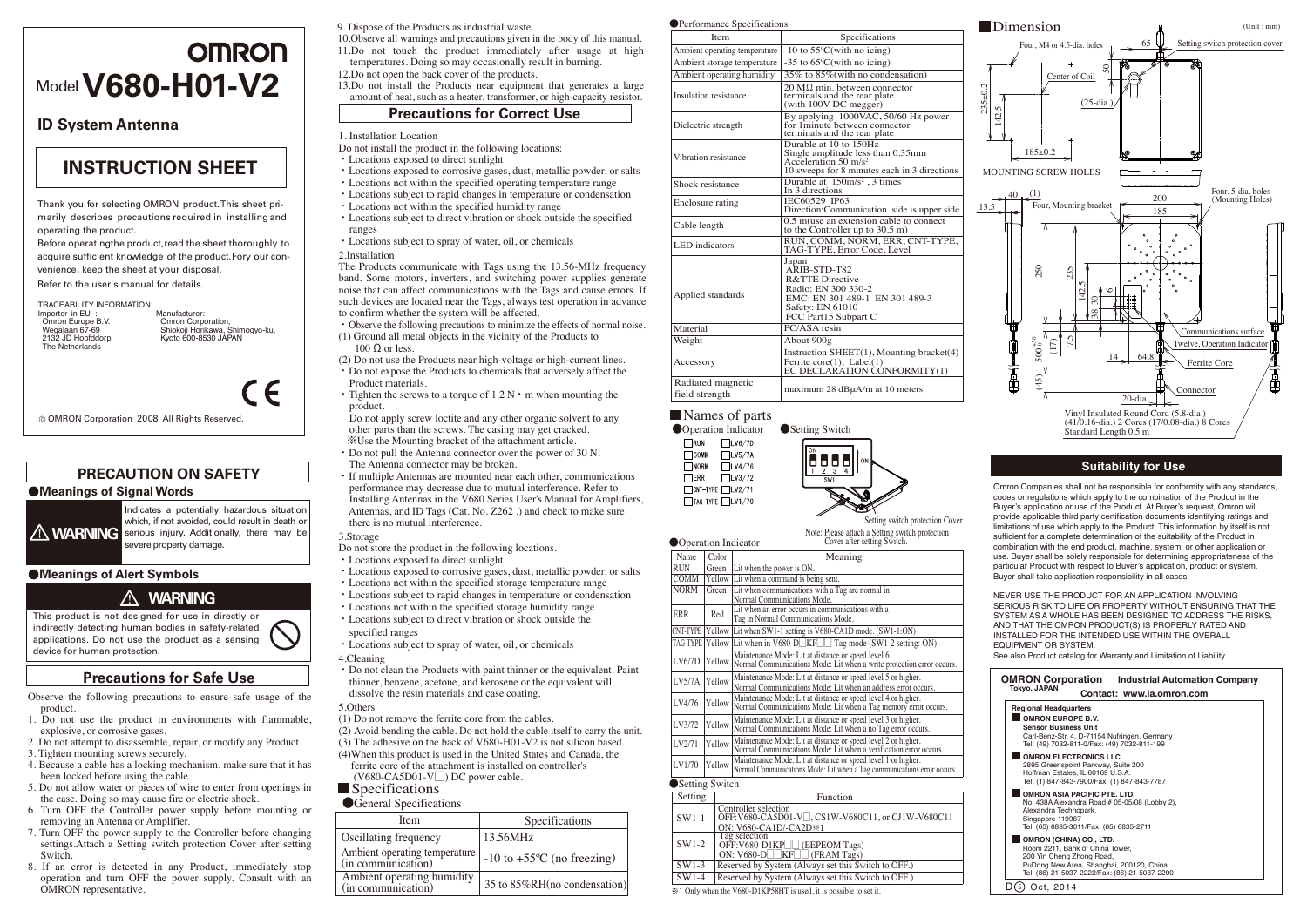OMRON

Model **V680-H01-V2**

## ID System Antenna

# INSTRUCTION SHEET

Thank you for selecting OMRON product. This sheet primarily describes precautions required in installing and operating the product.

Before operating the product, read the sheet thoroughly to acquire sufficient knowledge of the product. For your convenience, keep the sheet at your disposal.

Refer to the user's manual for details.

TRACEABILITY INFORMATION:

Importer in EU : Omron Europe B.V. Wegalaan 67-69 2132 JD Hoofddorp, The Netherlands

Manufacturer: Omron Corporation, Shiokoji Horikawa, Shimogyo-ku, Kyoto 600-8530 JAPAN

CE

© OMRON Corporation 2008 All Rights Reserved.

## PRECAUTION ON SAFETY

### ●Meanings of Signal Words

**⚠ WARNING** Indicates a potentially hazardous situation which, if not avoided, could result in death or serious injury. Additionally, there may be severe property damage.

### ●Meanings of Alert Symbols

**⚠ WARNING**

This product is not designed for use in directly or indirectly detecting human bodies in safety-related applications. Do not use the product as a sensing device for human protection.

## Precautions for Safe Use

Observe the following precautions to ensure safe usage of the product.

1. Do not use the product in environments with flammable, explosive, or corrosive gases.
2. Do not attempt to disassemble, repair, or modify any Product.
3. Tighten mounting screws securely.
4. Because a cable has a locking mechanism, make sure that it has been locked before using the cable.
5. Do not allow water or pieces of wire to enter from openings in the case. Doing so may cause fire or electric shock.
6. Turn OFF the Controller power supply before mounting or removing an Antenna or Amplifier.
7. Turn OFF the power supply to the Controller before changing settings. Attach a Setting switch protection Cover after setting Switch.
8. If an error is detected in any Product, immediately stop operation and turn OFF the power supply. Consult with an OMRON representative.
9. Dispose of the Products as industrial waste.
10. Observe all warnings and precautions given in the body of this manual.
11. Do not touch the product immediately after usage at high temperatures. Doing so may occasionally result in burning.
12. Do not open the back cover of the products.
13. Do not install the Products near equipment that generates a large amount of heat, such as a heater, transformer, or high-capacity resistor.

## Precautions for Correct Use

1. Installation Location

Do not install the product in the following locations:

- Locations exposed to direct sunlight
- Locations exposed to corrosive gases, dust, metallic powder, or salts
- Locations not within the specified operating temperature range
- Locations subject to rapid changes in temperature or condensation
- Locations not within the specified humidity range
- Locations subject to direct vibration or shock outside the specified ranges
- Locations subject to spray of water, oil, or chemicals

2.Installation

The Products communicate with Tags using the 13.56-MHz frequency band. Some motors, inverters, and switching power supplies generate noise that can affect communications with the Tags and cause errors. If such devices are located near the Tags, always test operation in advance to confirm whether the system will be affected.

- Observe the following precautions to minimize the effects of normal noise.

(1) Ground all metal objects in the vicinity of the Products to 100 Ω or less.

(2) Do not use the Products near high-voltage or high-current lines.

- Do not expose the Products to chemicals that adversely affect the Product materials.
- Tighten the screws to a torque of 1.2 N・m when mounting the product.

Do not apply screw loctite and any other organic solvent to any other parts than the screws. The casing may get cracked.

※Use the Mounting bracket of the attachment article.

- Do not pull the Antenna connector over the power of 30 N. The Antenna connector may be broken.
- If multiple Antennas are mounted near each other, communications performance may decrease due to mutual interference. Refer to Installing Antennas in the V680 Series User's Manual for Amplifiers, Antennas, and ID Tags (Cat. No. Z262 ,) and check to make sure there is no mutual interference.

3.Storage

Do not store the product in the following locations.

- Locations exposed to direct sunlight
- Locations exposed to corrosive gases, dust, metallic powder, or salts
- Locations not within the specified storage temperature range
- Locations subject to rapid changes in temperature or condensation
- Locations not within the specified storage humidity range
- Locations subject to direct vibration or shock outside the specified ranges
- Locations subject to spray of water, oil, or chemicals

4.Cleaning

- Do not clean the Products with paint thinner or the equivalent. Paint thinner, benzene, acetone, and kerosene or the equivalent will dissolve the resin materials and case coating.

5.Others

(1) Do not remove the ferrite core from the cables.

(2) Avoid bending the cable. Do not hold the cable itself to carry the unit.

(3) The adhesive on the back of V680-H01-V2 is not silicon based.

(4)When this product is used in the United States and Canada, the ferrite core of the attachment is installed on controller's (V680-CA5D01-V□) DC power cable.

## Specifications

### ●General Specifications

| Item | Specifications |
|---|---|
| Oscillating frequency | 13.56MHz |
| Ambient operating temperature (in communication) | -10 to +55ºC (no freezing) |
| Ambient operating humidity (in communication) | 35 to 85%RH(no condensation) |

### ●Performance Specifications

| Item | Specifications |
|---|---|
| Ambient operating temperature | -10 to 55ºC(with no icing) |
| Ambient storage temperature | -35 to 65ºC(with no icing) |
| Ambient operating humidity | 35% to 85%(with no condensation) |
| Insulation resistance | 20 MΩ min. between connector terminals and the rear plate (with 100V DC megger) |
| Dielectric strength | By applying 1000VAC, 50/60 Hz power for 1minute between connector terminals and the rear plate |
| Vibration resistance | Durable at 10 to 150Hz Single amplitude less than 0.35mm Acceleration 50 m/s² 10 sweeps for 8 minutes each in 3 directions |
| Shock resistance | Durable at 150m/s², 3 times In 3 directions |
| Enclosure rating | IEC60529 IP63 Direction:Communication side is upper side |
| Cable length | 0.5 m(use an extension cable to connect to the Controller up to 30.5 m) |
| LED indicators | RUN, COMM, NORM, ERR, CNT-TYPE, TAG-TYPE, Error Code, Level |
| Applied standards | Japan ARIB-STD-T82 R&TTE Directive Radio: EN 300 330-2 EMC: EN 301 489-1 EN 301 489-3 Safety: EN 61010 FCC Part15 Subpart C |
| Material | PC/ASA resin |
| Weight | About 900g |
| Accessory | Instruction SHEET(1), Mounting bracket(4) Ferrite core(1), Label(1) EC DECLARATION CONFORMITY(1) |
| Radiated magnetic field strength | maximum 28 dBμA/m at 10 meters |

## Names of parts

●Operation Indicator

RUN, COMM, NORM, ERR, CNT-TYPE, TAG-TYPE, LV6/7D, LV5/7A, LV4/76, LV3/72, LV2/71, LV1/70

●Setting Switch

ON 1 2 3 4 SW1

Setting switch protection Cover

Note: Please attach a Setting switch protection Cover after setting Switch.

### ●Operation Indicator

| Name | Color | Meaning |
|---|---|---|
| RUN | Green | Lit when the power is ON. |
| COMM | Yellow | Lit when a command is being sent. |
| NORM | Green | Lit when communications with a Tag are normal in Normal Communications Mode. |
| ERR | Red | Lit when an error occurs in communications with a Tag in Normal Communications Mode. |
| CNT-TYPE | Yellow | Lit when SW1-1 setting is V680-CA1D mode. (SW1-1:ON) |
| TAG-TYPE | Yellow | Lit when in V680-D□KF□□ Tag mode (SW1-2 setting: ON). |
| LV6/7D | Yellow | Maintenance Mode: Lit at distance or speed level 6. Normal Communications Mode: Lit when a write protection error occurs. |
| LV5/7A | Yellow | Maintenance Mode: Lit at distance or speed level 5 or higher. Normal Communications Mode: Lit when an address error occurs. |
| LV4/76 | Yellow | Maintenance Mode: Lit at distance or speed level 4 or higher. Normal Communications Mode: Lit when a Tag memory error occurs. |
| LV3/72 | Yellow | Maintenance Mode: Lit at distance or speed level 3 or higher. Normal Communications Mode: Lit when a no Tag error occurs. |
| LV2/71 | Yellow | Maintenance Mode: Lit at distance or speed level 2 or higher. Normal Communications Mode: Lit when a verification error occurs. |
| LV1/70 | Yellow | Maintenance Mode: Lit at distance or speed level 1 or higher. Normal Communications Mode: Lit when a Tag communications error occurs. |

### ●Setting Switch

| Setting | Function |
|---|---|
| SW1-1 | Controller selection OFF:V680-CA5D01-V□, CS1W-V680C11, or CJ1W-V680C11 ON: V680-CA1D/-CA2D※1 |
| SW1-2 | Tag selection OFF:V680-D1KP□□ (EEPEOM Tags) ON: V680-D□KF□□ (FRAM Tags) |
| SW1-3 | Reserved by System (Always set this Switch to OFF.) |
| SW1-4 | Reserved by System (Always set this Switch to OFF.) |

※1.Only when the V680-D1KP58HT is used, it is possible to set it.

## Dimension

(Unit : mm)

Four, M4 or 4.5-dia. holes
65
Setting switch protection cover
50
Center of Coil
(25-dia.)
235±0.2
142.5
185±0.2
MOUNTING SCREW HOLES
40
(1)
13.5
Four, Mounting bracket
200
185
Four, 5-dia. holes (Mounting Holes)
250
235
142.5
38
30
6
7.5
(17)
500 +50 0
14
64.8
(45)
Communications surface
Twelve, Operation Indicator
Ferrite Core
Connector
20-dia.
Vinyl Insulated Round Cord (5.8-dia.) (41/0.16-dia.) 2 Cores (17/0.08-dia.) 8 Cores
Standard Length 0.5 m

## Suitability for Use

Omron Companies shall not be responsible for conformity with any standards, codes or regulations which apply to the combination of the Product in the Buyer's application or use of the Product. At Buyer's request, Omron will provide applicable third party certification documents identifying ratings and limitations of use which apply to the Product. This information by itself is not sufficient for a complete determination of the suitability of the Product in combination with the end product, machine, system, or other application or use. Buyer shall be solely responsible for determining appropriateness of the particular Product with respect to Buyer's application, product or system. Buyer shall take application responsibility in all cases.

NEVER USE THE PRODUCT FOR AN APPLICATION INVOLVING SERIOUS RISK TO LIFE OR PROPERTY WITHOUT ENSURING THAT THE SYSTEM AS A WHOLE HAS BEEN DESIGNED TO ADDRESS THE RISKS, AND THAT THE OMRON PRODUCT(S) IS PROPERLY RATED AND INSTALLED FOR THE INTENDED USE WITHIN THE OVERALL EQUIPMENT OR SYSTEM.

See also Product catalog for Warranty and Limitation of Liability.

**OMRON Corporation** Tokyo, JAPAN **Industrial Automation Company**

**Contact: www.ia.omron.com**

**Regional Headquarters**

**OMRON EUROPE B.V.**
**Sensor Business Unit**
Carl-Benz-Str. 4, D-71154 Nufringen, Germany
Tel: (49) 7032-811-0/Fax: (49) 7032-811-199

**OMRON ELECTRONICS LLC**
2895 Greenspoint Parkway, Suite 200
Hoffman Estates, IL 60169 U.S.A.
Tel: (1) 847-843-7900/Fax: (1) 847-843-7787

**OMRON ASIA PACIFIC PTE. LTD.**
No. 438A Alexandra Road # 05-05/08 (Lobby 2),
Alexandra Technopark,
Singapore 119967
Tel: (65) 6835-3011/Fax: (65) 6835-2711

**OMRON (CHINA) CO., LTD.**
Room 2211, Bank of China Tower,
200 Yin Cheng Zhong Road,
PuDong New Area, Shanghai, 200120, China
Tel: (86) 21-5037-2222/Fax: (86) 21-5037-2200

D⑤ Oct, 2014